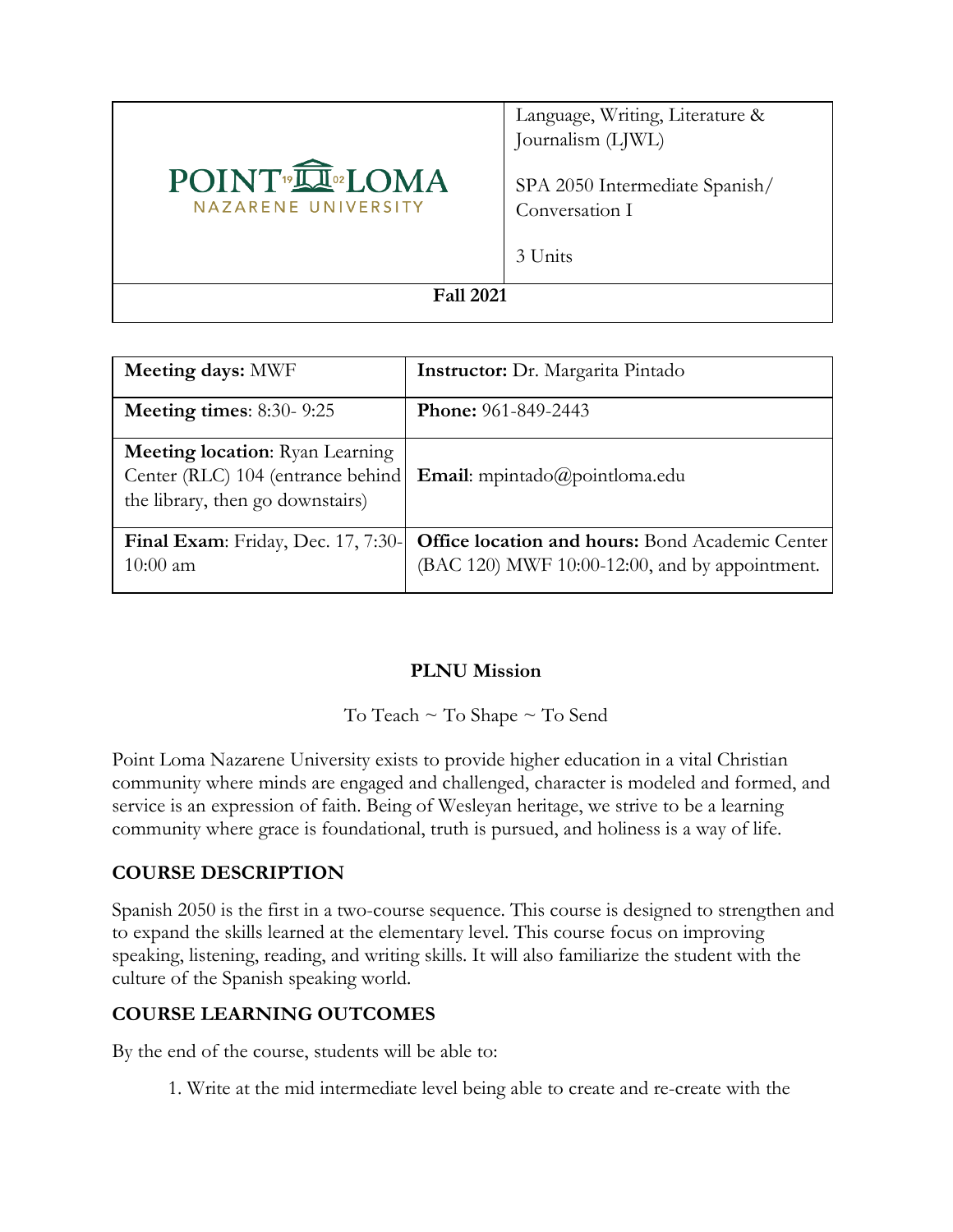| POINT LOMA NAZARENE UNIVERSITY | Language, Writing, Literature & Journalism (LJWL)<br><br>SPA 2050 Intermediate Spanish/ Conversation I<br><br>3 Units |
|---|---|
| **Fall 2021** | |

| **Meeting days:** MWF | **Instructor:** Dr. Margarita Pintado |
|---|---|
| **Meeting times**: 8:30- 9:25 | **Phone:** 961-849-2443 |
| **Meeting location**: Ryan Learning Center (RLC) 104 (entrance behind the library, then go downstairs) | **Email**: mpintado@pointloma.edu |
| **Final Exam**: Friday, Dec. 17, 7:30-10:00 am | **Office location and hours:** Bond Academic Center (BAC 120) MWF 10:00-12:00, and by appointment. |

## PLNU Mission

To Teach ~ To Shape ~ To Send

Point Loma Nazarene University exists to provide higher education in a vital Christian community where minds are engaged and challenged, character is modeled and formed, and service is an expression of faith. Being of Wesleyan heritage, we strive to be a learning community where grace is foundational, truth is pursued, and holiness is a way of life.

## COURSE DESCRIPTION

Spanish 2050 is the first in a two-course sequence. This course is designed to strengthen and to expand the skills learned at the elementary level. This course focus on improving speaking, listening, reading, and writing skills. It will also familiarize the student with the culture of the Spanish speaking world.

## COURSE LEARNING OUTCOMES

By the end of the course, students will be able to:

1. Write at the mid intermediate level being able to create and re-create with the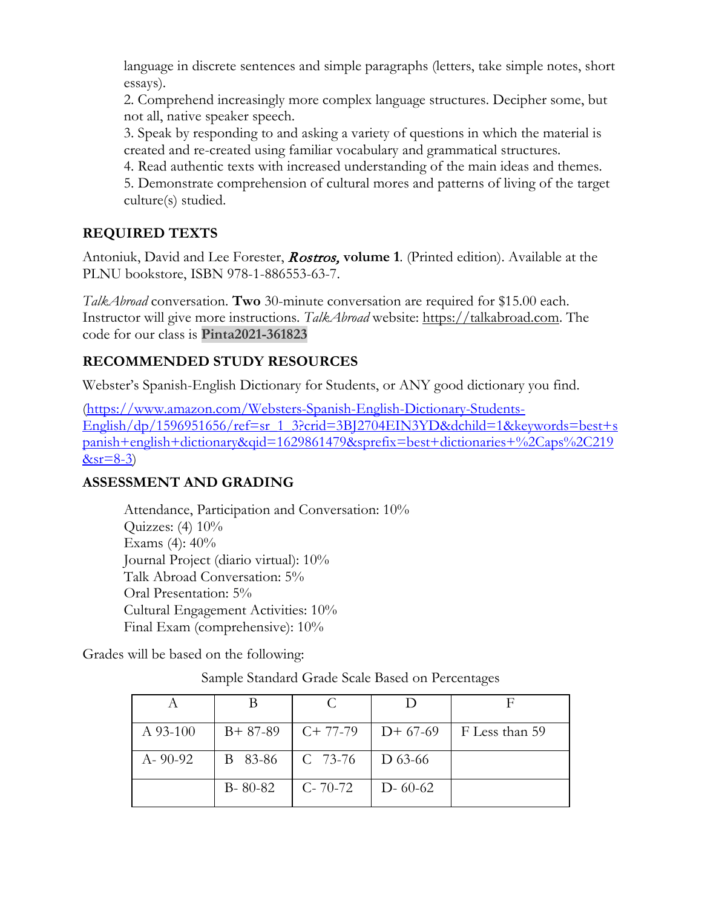language in discrete sentences and simple paragraphs (letters, take simple notes, short essays).
2. Comprehend increasingly more complex language structures. Decipher some, but not all, native speaker speech.
3. Speak by responding to and asking a variety of questions in which the material is created and re-created using familiar vocabulary and grammatical structures.
4. Read authentic texts with increased understanding of the main ideas and themes.
5. Demonstrate comprehension of cultural mores and patterns of living of the target culture(s) studied.

## REQUIRED TEXTS

Antoniuk, David and Lee Forester, ***Rostros*, volume 1**. (Printed edition). Available at the PLNU bookstore, ISBN 978-1-886553-63-7.

*TalkAbroad* conversation. **Two** 30-minute conversation are required for $15.00 each. Instructor will give more instructions. *TalkAbroad* website: https://talkabroad.com. The code for our class is **Pinta2021-361823**

## RECOMMENDED STUDY RESOURCES

Webster's Spanish-English Dictionary for Students, or ANY good dictionary you find.

(https://www.amazon.com/Websters-Spanish-English-Dictionary-Students-English/dp/1596951656/ref=sr_1_3?crid=3BJ2704EIN3YD&dchild=1&keywords=best+spanish+english+dictionary&qid=1629861479&sprefix=best+dictionaries+%2Caps%2C219&sr=8-3)

## ASSESSMENT AND GRADING

Attendance, Participation and Conversation: 10%
Quizzes: (4) 10%
Exams (4): 40%
Journal Project (diario virtual): 10%
Talk Abroad Conversation: 5%
Oral Presentation: 5%
Cultural Engagement Activities: 10%
Final Exam (comprehensive): 10%

Grades will be based on the following:

Sample Standard Grade Scale Based on Percentages

| A | B | C | D | F |
|---|---|---|---|---|
| A 93-100 | B+ 87-89 | C+ 77-79 | D+ 67-69 | F Less than 59 |
| A- 90-92 | B 83-86 | C 73-76 | D 63-66 | |
| | B- 80-82 | C- 70-72 | D- 60-62 | |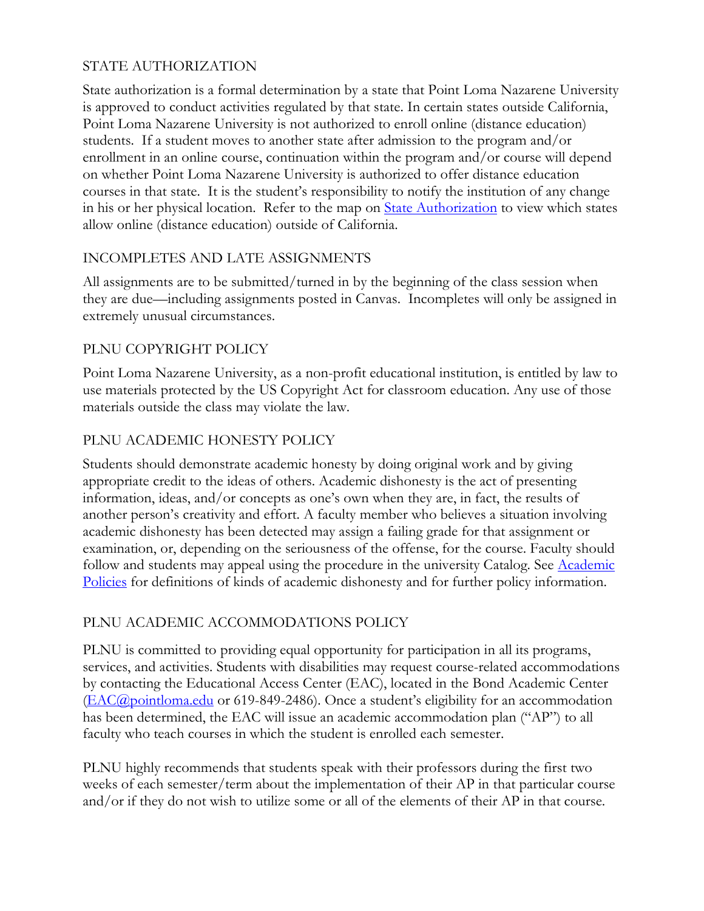## STATE AUTHORIZATION

State authorization is a formal determination by a state that Point Loma Nazarene University is approved to conduct activities regulated by that state. In certain states outside California, Point Loma Nazarene University is not authorized to enroll online (distance education) students. If a student moves to another state after admission to the program and/or enrollment in an online course, continuation within the program and/or course will depend on whether Point Loma Nazarene University is authorized to offer distance education courses in that state. It is the student's responsibility to notify the institution of any change in his or her physical location. Refer to the map on State Authorization to view which states allow online (distance education) outside of California.

## INCOMPLETES AND LATE ASSIGNMENTS

All assignments are to be submitted/turned in by the beginning of the class session when they are due—including assignments posted in Canvas. Incompletes will only be assigned in extremely unusual circumstances.

## PLNU COPYRIGHT POLICY

Point Loma Nazarene University, as a non-profit educational institution, is entitled by law to use materials protected by the US Copyright Act for classroom education. Any use of those materials outside the class may violate the law.

## PLNU ACADEMIC HONESTY POLICY

Students should demonstrate academic honesty by doing original work and by giving appropriate credit to the ideas of others. Academic dishonesty is the act of presenting information, ideas, and/or concepts as one's own when they are, in fact, the results of another person's creativity and effort. A faculty member who believes a situation involving academic dishonesty has been detected may assign a failing grade for that assignment or examination, or, depending on the seriousness of the offense, for the course. Faculty should follow and students may appeal using the procedure in the university Catalog. See Academic Policies for definitions of kinds of academic dishonesty and for further policy information.

## PLNU ACADEMIC ACCOMMODATIONS POLICY

PLNU is committed to providing equal opportunity for participation in all its programs, services, and activities. Students with disabilities may request course-related accommodations by contacting the Educational Access Center (EAC), located in the Bond Academic Center (EAC@pointloma.edu or 619-849-2486). Once a student's eligibility for an accommodation has been determined, the EAC will issue an academic accommodation plan ("AP") to all faculty who teach courses in which the student is enrolled each semester.

PLNU highly recommends that students speak with their professors during the first two weeks of each semester/term about the implementation of their AP in that particular course and/or if they do not wish to utilize some or all of the elements of their AP in that course.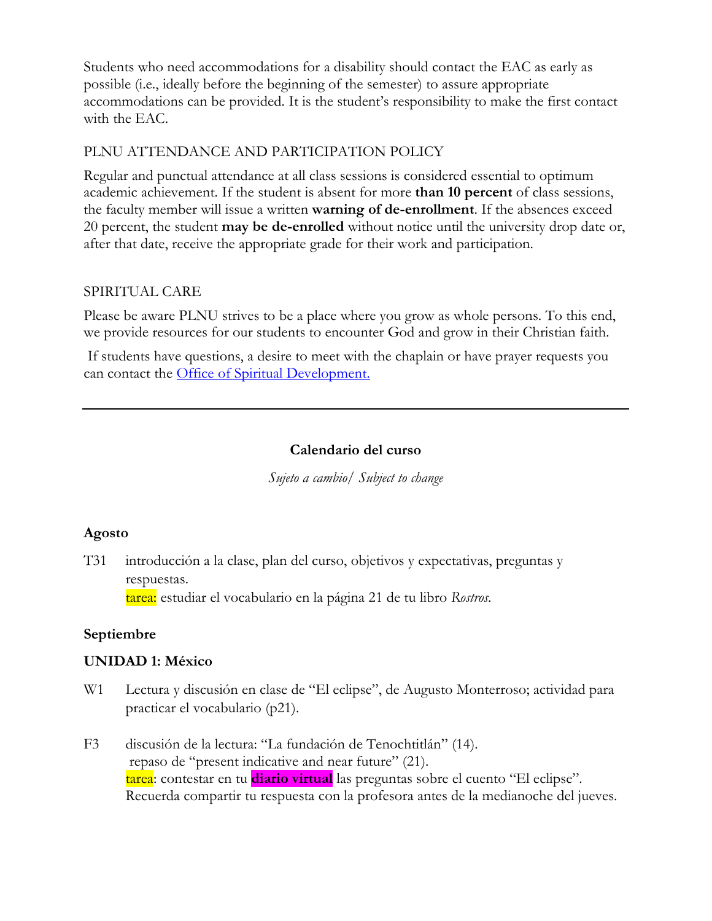Students who need accommodations for a disability should contact the EAC as early as possible (i.e., ideally before the beginning of the semester) to assure appropriate accommodations can be provided. It is the student's responsibility to make the first contact with the EAC.

## PLNU ATTENDANCE AND PARTICIPATION POLICY

Regular and punctual attendance at all class sessions is considered essential to optimum academic achievement. If the student is absent for more **than 10 percent** of class sessions, the faculty member will issue a written **warning of de-enrollment**. If the absences exceed 20 percent, the student **may be de-enrolled** without notice until the university drop date or, after that date, receive the appropriate grade for their work and participation.

## SPIRITUAL CARE

Please be aware PLNU strives to be a place where you grow as whole persons. To this end, we provide resources for our students to encounter God and grow in their Christian faith.

If students have questions, a desire to meet with the chaplain or have prayer requests you can contact the Office of Spiritual Development.

---

### Calendario del curso

*Sujeto a cambio/ Subject to change*

**Agosto**

T31 introducción a la clase, plan del curso, objetivos y expectativas, preguntas y respuestas.
tarea: estudiar el vocabulario en la página 21 de tu libro *Rostros*.

**Septiembre**

**UNIDAD 1: México**

W1 Lectura y discusión en clase de "El eclipse", de Augusto Monterroso; actividad para practicar el vocabulario (p21).

F3 discusión de la lectura: "La fundación de Tenochtitlán" (14).
repaso de "present indicative and near future" (21).
tarea: contestar en tu **diario virtual** las preguntas sobre el cuento "El eclipse". Recuerda compartir tu respuesta con la profesora antes de la medianoche del jueves.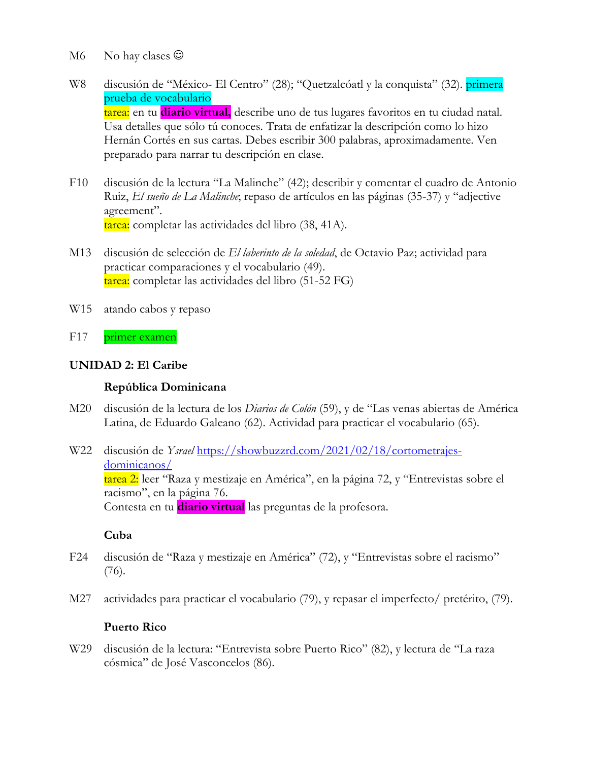M6 No hay clases ☺

W8 discusión de "México- El Centro" (28); "Quetzalcóatl y la conquista" (32). primera prueba de vocabulario
tarea: en tu **diario virtual,** describe uno de tus lugares favoritos en tu ciudad natal. Usa detalles que sólo tú conoces. Trata de enfatizar la descripción como lo hizo Hernán Cortés en sus cartas. Debes escribir 300 palabras, aproximadamente. Ven preparado para narrar tu descripción en clase.

F10 discusión de la lectura "La Malinche" (42); describir y comentar el cuadro de Antonio Ruiz, *El sueño de La Malinche*; repaso de artículos en las páginas (35-37) y "adjective agreement".
tarea: completar las actividades del libro (38, 41A).

M13 discusión de selección de *El laberinto de la soledad*, de Octavio Paz; actividad para practicar comparaciones y el vocabulario (49).
tarea: completar las actividades del libro (51-52 FG)

W15 atando cabos y repaso

F17 primer examen

**UNIDAD 2: El Caribe**

**República Dominicana**

M20 discusión de la lectura de los *Diarios de Colón* (59), y de "Las venas abiertas de América Latina, de Eduardo Galeano (62). Actividad para practicar el vocabulario (65).

W22 discusión de *Ysrael* https://showbuzzrd.com/2021/02/18/cortometrajes-dominicanos/
tarea 2: leer "Raza y mestizaje en América", en la página 72, y "Entrevistas sobre el racismo", en la página 76.
Contesta en tu **diario virtual** las preguntas de la profesora.

**Cuba**

F24 discusión de "Raza y mestizaje en América" (72), y "Entrevistas sobre el racismo" (76).

M27 actividades para practicar el vocabulario (79), y repasar el imperfecto/ pretérito, (79).

**Puerto Rico**

W29 discusión de la lectura: "Entrevista sobre Puerto Rico" (82), y lectura de "La raza cósmica" de José Vasconcelos (86).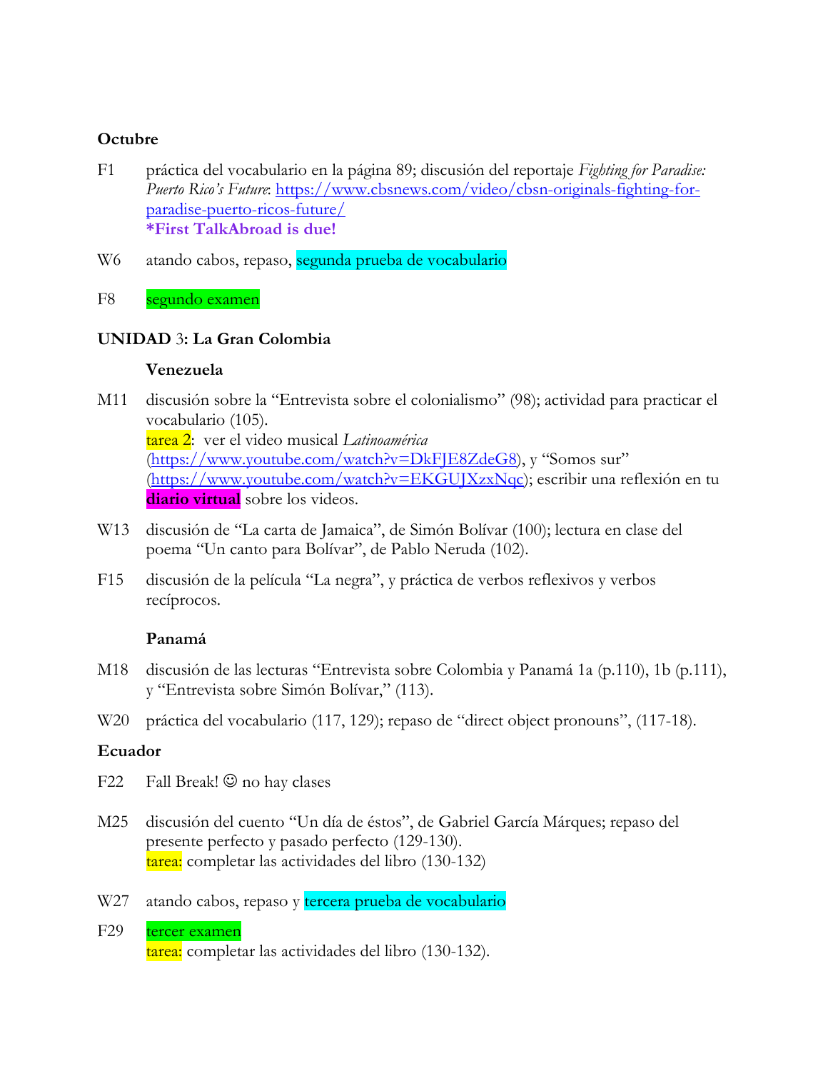**Octubre**

F1 práctica del vocabulario en la página 89; discusión del reportaje *Fighting for Paradise: Puerto Rico's Future*: https://www.cbsnews.com/video/cbsn-originals-fighting-for-paradise-puerto-ricos-future/
**\*First TalkAbroad is due!**

W6 atando cabos, repaso, segunda prueba de vocabulario

F8 segundo examen

**UNIDAD 3: La Gran Colombia**

**Venezuela**

M11 discusión sobre la "Entrevista sobre el colonialismo" (98); actividad para practicar el vocabulario (105).
tarea 2: ver el video musical *Latinoamérica* (https://www.youtube.com/watch?v=DkFJE8ZdeG8), y "Somos sur" (https://www.youtube.com/watch?v=EKGUJXzxNqc); escribir una reflexión en tu **diario virtual** sobre los videos.

W13 discusión de "La carta de Jamaica", de Simón Bolívar (100); lectura en clase del poema "Un canto para Bolívar", de Pablo Neruda (102).

F15 discusión de la película "La negra", y práctica de verbos reflexivos y verbos recíprocos.

**Panamá**

M18 discusión de las lecturas "Entrevista sobre Colombia y Panamá 1a (p.110), 1b (p.111), y "Entrevista sobre Simón Bolívar," (113).

W20 práctica del vocabulario (117, 129); repaso de "direct object pronouns", (117-18).

**Ecuador**

F22 Fall Break! ☺ no hay clases

M25 discusión del cuento "Un día de éstos", de Gabriel García Márques; repaso del presente perfecto y pasado perfecto (129-130).
tarea: completar las actividades del libro (130-132)

W27 atando cabos, repaso y tercera prueba de vocabulario

F29 tercer examen
tarea: completar las actividades del libro (130-132).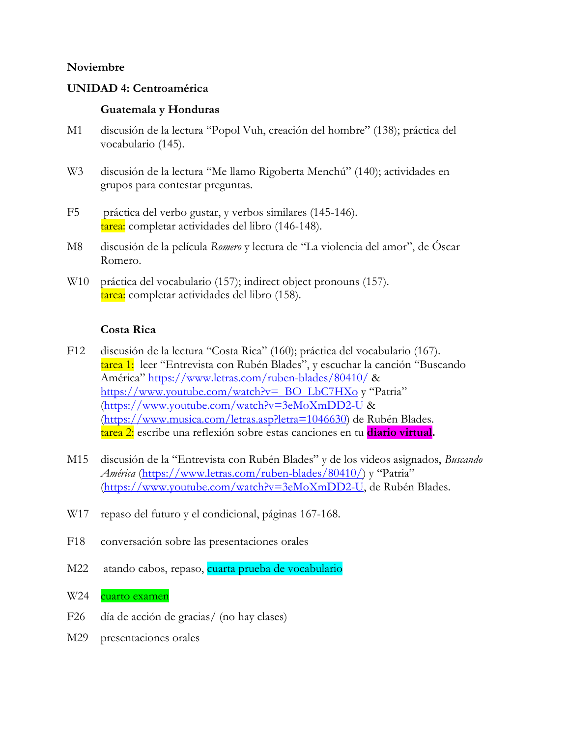**Noviembre**

**UNIDAD 4: Centroamérica**

**Guatemala y Honduras**

M1 discusión de la lectura "Popol Vuh, creación del hombre" (138); práctica del vocabulario (145).

W3 discusión de la lectura "Me llamo Rigoberta Menchú" (140); actividades en grupos para contestar preguntas.

F5 práctica del verbo gustar, y verbos similares (145-146).
tarea: completar actividades del libro (146-148).

M8 discusión de la película *Romero* y lectura de "La violencia del amor", de Óscar Romero.

W10 práctica del vocabulario (157); indirect object pronouns (157).
tarea: completar actividades del libro (158).

**Costa Rica**

F12 discusión de la lectura "Costa Rica" (160); práctica del vocabulario (167).
tarea 1: leer "Entrevista con Rubén Blades", y escuchar la canción "Buscando América" https://www.letras.com/ruben-blades/80410/ & https://www.youtube.com/watch?v=_BO_LbC7HXo y "Patria" (https://www.youtube.com/watch?v=3eMoXmDD2-U & (https://www.musica.com/letras.asp?letra=1046630) de Rubén Blades.
tarea 2: escribe una reflexión sobre estas canciones en tu **diario virtual.**

M15 discusión de la "Entrevista con Rubén Blades" y de los videos asignados, *Buscando América* (https://www.letras.com/ruben-blades/80410/) y "Patria" (https://www.youtube.com/watch?v=3eMoXmDD2-U, de Rubén Blades.

W17 repaso del futuro y el condicional, páginas 167-168.

F18 conversación sobre las presentaciones orales

M22 atando cabos, repaso, cuarta prueba de vocabulario

W24 cuarto examen

F26 día de acción de gracias/ (no hay clases)

M29 presentaciones orales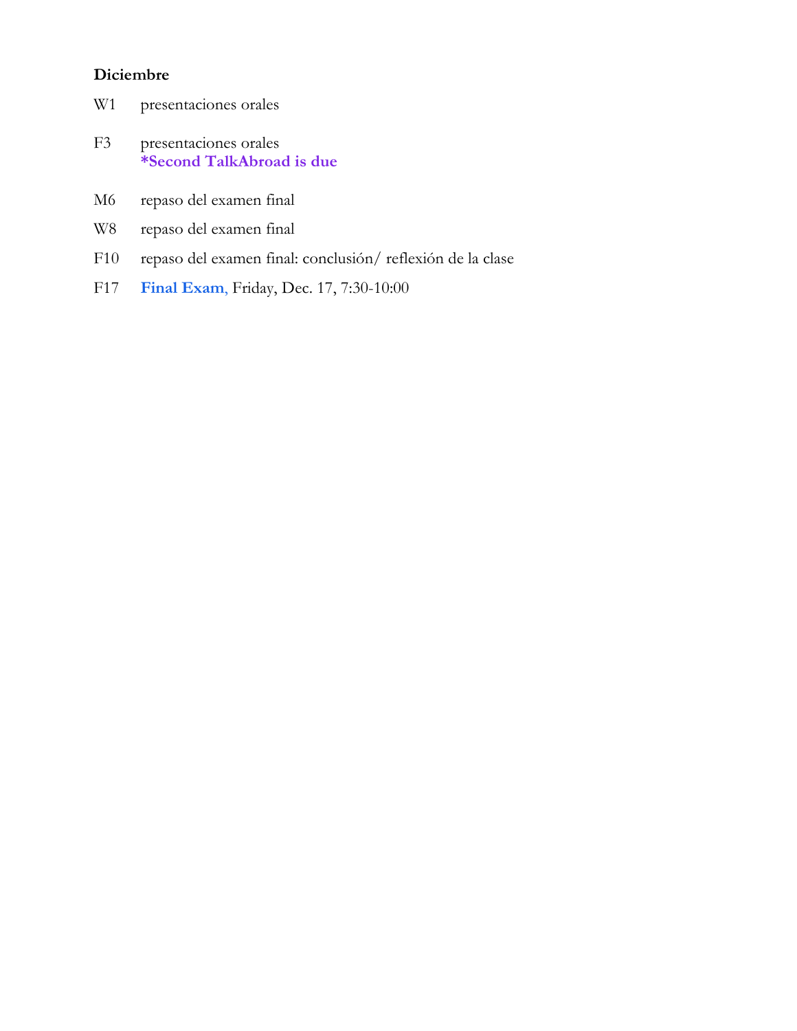**Diciembre**

W1 presentaciones orales

F3 presentaciones orales
**\*Second TalkAbroad is due**

M6 repaso del examen final

W8 repaso del examen final

F10 repaso del examen final: conclusión/ reflexión de la clase

F17 **Final Exam**, Friday, Dec. 17, 7:30-10:00